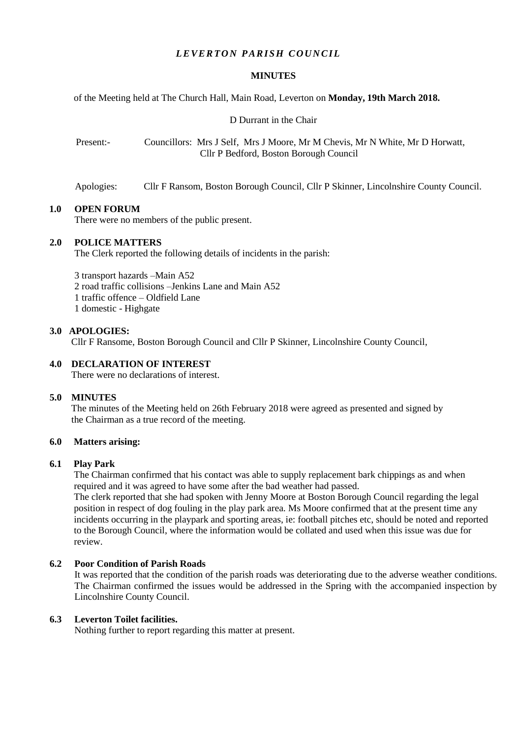# *LEVERTON PARISH COUNCIL*

## MINUTES

of the Meeting held at The Church Hall, Main Road, Leverton on **Monday, 19th March 2018.**

D Durrant in the Chair

Present:- Councillors: Mrs J Self, Mrs J Moore, Mr M Chevis, Mr N White, Mr D Horwatt, Cllr P Bedford, Boston Borough Council

Apologies: Cllr F Ransom, Boston Borough Council, Cllr P Skinner, Lincolnshire County Council.

### 1.0 OPEN FORUM

There were no members of the public present.

### 2.0 POLICE MATTERS

The Clerk reported the following details of incidents in the parish:

3 transport hazards –Main A52
2 road traffic collisions –Jenkins Lane and Main A52
1 traffic offence – Oldfield Lane
1 domestic - Highgate

### 3.0 APOLOGIES:

Cllr F Ransome, Boston Borough Council and Cllr P Skinner, Lincolnshire County Council,

### 4.0 DECLARATION OF INTEREST

There were no declarations of interest.

### 5.0 MINUTES

The minutes of the Meeting held on 26th February 2018 were agreed as presented and signed by the Chairman as a true record of the meeting.

### 6.0 Matters arising:

#### 6.1 Play Park

The Chairman confirmed that his contact was able to supply replacement bark chippings as and when required and it was agreed to have some after the bad weather had passed.
The clerk reported that she had spoken with Jenny Moore at Boston Borough Council regarding the legal position in respect of dog fouling in the play park area. Ms Moore confirmed that at the present time any incidents occurring in the playpark and sporting areas, ie: football pitches etc, should be noted and reported to the Borough Council, where the information would be collated and used when this issue was due for review.

#### 6.2 Poor Condition of Parish Roads

It was reported that the condition of the parish roads was deteriorating due to the adverse weather conditions. The Chairman confirmed the issues would be addressed in the Spring with the accompanied inspection by Lincolnshire County Council.

#### 6.3 Leverton Toilet facilities.

Nothing further to report regarding this matter at present.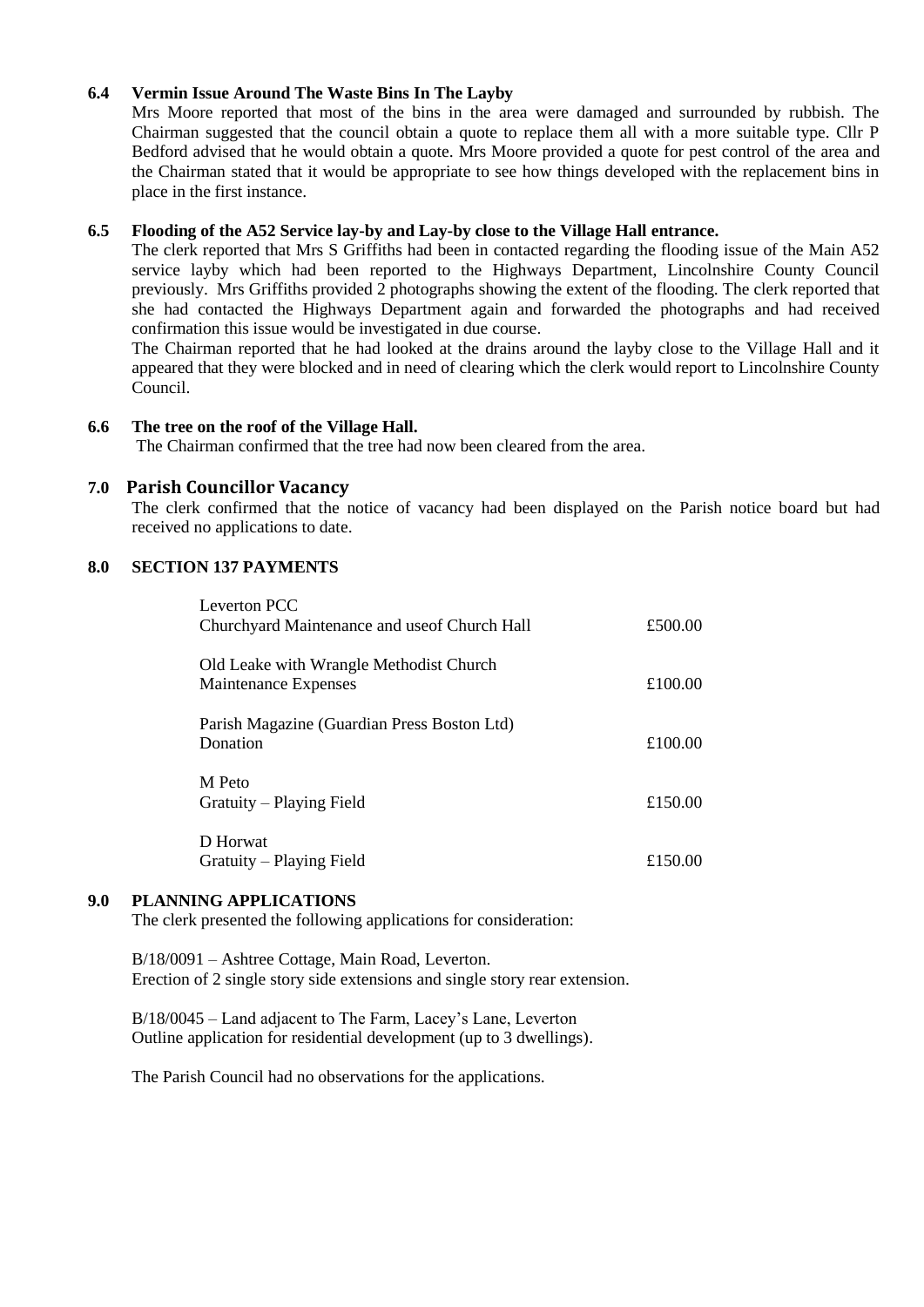### 6.4 Vermin Issue Around The Waste Bins In The Layby

Mrs Moore reported that most of the bins in the area were damaged and surrounded by rubbish. The Chairman suggested that the council obtain a quote to replace them all with a more suitable type. Cllr P Bedford advised that he would obtain a quote. Mrs Moore provided a quote for pest control of the area and the Chairman stated that it would be appropriate to see how things developed with the replacement bins in place in the first instance.

### 6.5 Flooding of the A52 Service lay-by and Lay-by close to the Village Hall entrance.

The clerk reported that Mrs S Griffiths had been in contacted regarding the flooding issue of the Main A52 service layby which had been reported to the Highways Department, Lincolnshire County Council previously. Mrs Griffiths provided 2 photographs showing the extent of the flooding. The clerk reported that she had contacted the Highways Department again and forwarded the photographs and had received confirmation this issue would be investigated in due course.

The Chairman reported that he had looked at the drains around the layby close to the Village Hall and it appeared that they were blocked and in need of clearing which the clerk would report to Lincolnshire County Council.

### 6.6 The tree on the roof of the Village Hall.

The Chairman confirmed that the tree had now been cleared from the area.

## 7.0 Parish Councillor Vacancy

The clerk confirmed that the notice of vacancy had been displayed on the Parish notice board but had received no applications to date.

## 8.0 SECTION 137 PAYMENTS

| | |
|---|---|
| Leverton PCC<br>Churchyard Maintenance and useof Church Hall | £500.00 |
| Old Leake with Wrangle Methodist Church<br>Maintenance Expenses | £100.00 |
| Parish Magazine (Guardian Press Boston Ltd)<br>Donation | £100.00 |
| M Peto<br>Gratuity – Playing Field | £150.00 |
| D Horwat<br>Gratuity – Playing Field | £150.00 |

## 9.0 PLANNING APPLICATIONS

The clerk presented the following applications for consideration:

B/18/0091 – Ashtree Cottage, Main Road, Leverton.
Erection of 2 single story side extensions and single story rear extension.

B/18/0045 – Land adjacent to The Farm, Lacey's Lane, Leverton
Outline application for residential development (up to 3 dwellings).

The Parish Council had no observations for the applications.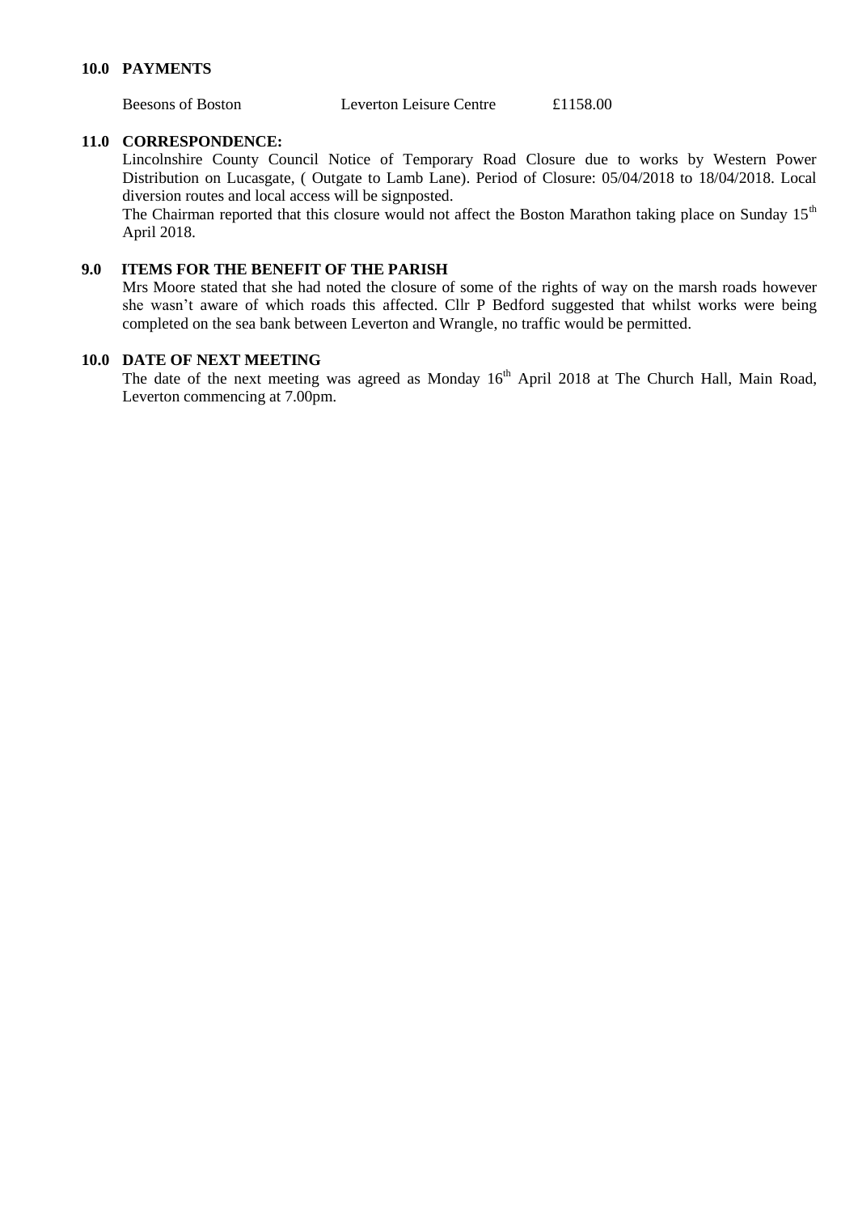**10.0 PAYMENTS**

| | | |
|---|---|---|
| Beesons of Boston | Leverton Leisure Centre | £1158.00 |

**11.0 CORRESPONDENCE:**

Lincolnshire County Council Notice of Temporary Road Closure due to works by Western Power Distribution on Lucasgate, ( Outgate to Lamb Lane). Period of Closure: 05/04/2018 to 18/04/2018. Local diversion routes and local access will be signposted.

The Chairman reported that this closure would not affect the Boston Marathon taking place on Sunday 15th April 2018.

**9.0 ITEMS FOR THE BENEFIT OF THE PARISH**

Mrs Moore stated that she had noted the closure of some of the rights of way on the marsh roads however she wasn't aware of which roads this affected. Cllr P Bedford suggested that whilst works were being completed on the sea bank between Leverton and Wrangle, no traffic would be permitted.

**10.0 DATE OF NEXT MEETING**

The date of the next meeting was agreed as Monday 16th April 2018 at The Church Hall, Main Road, Leverton commencing at 7.00pm.